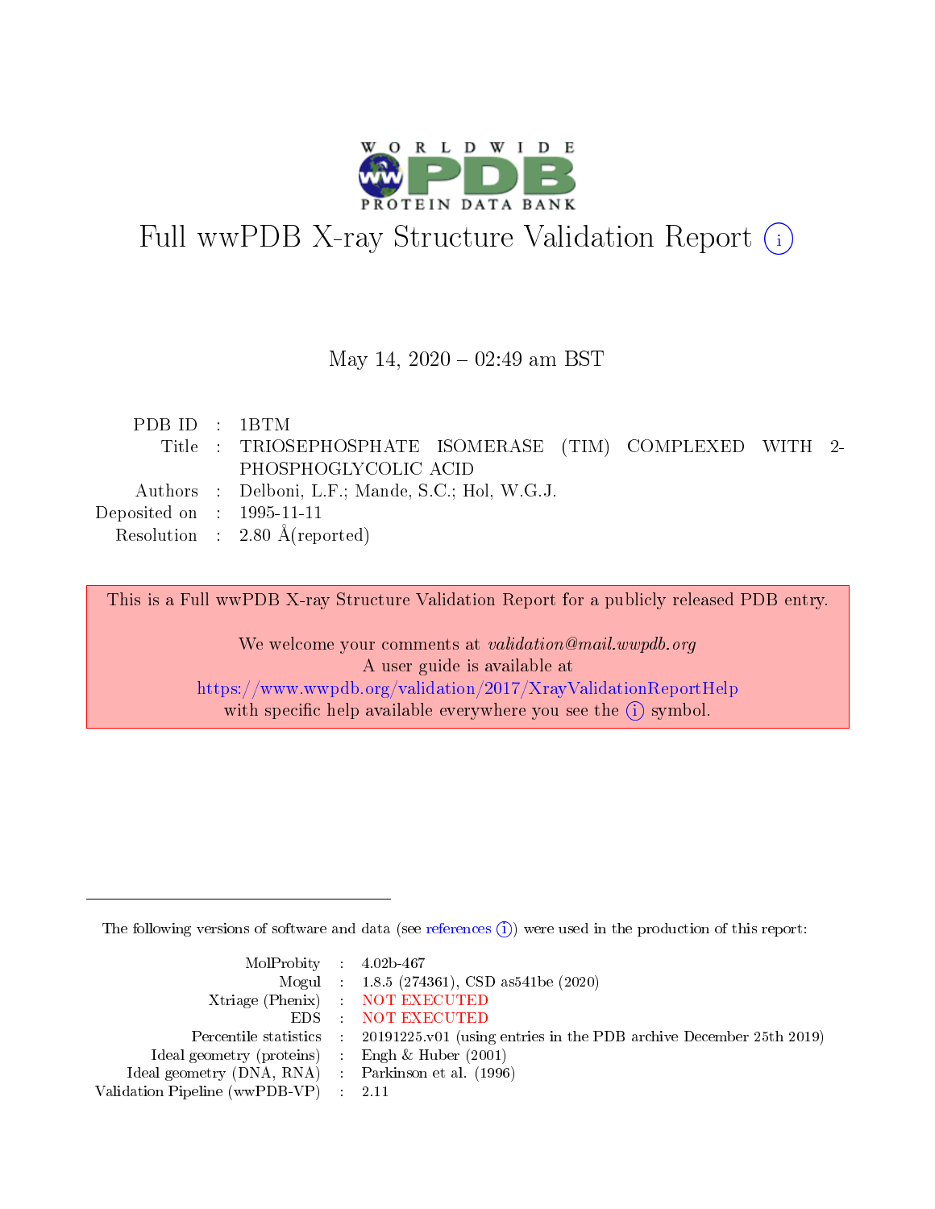# Full wwPDB X-ray Structure Validation Report (i)

May 14, 2020 – 02:49 am BST

| | | |
|---|---|---|
| PDB ID | : | 1BTM |
| Title | : | TRIOSEPHOSPHATE ISOMERASE (TIM) COMPLEXED WITH 2-PHOSPHOGLYCOLIC ACID |
| Authors | : | Delboni, L.F.; Mande, S.C.; Hol, W.G.J. |
| Deposited on | : | 1995-11-11 |
| Resolution | : | 2.80 Å(reported) |

This is a Full wwPDB X-ray Structure Validation Report for a publicly released PDB entry.

We welcome your comments at *validation@mail.wwpdb.org*
A user guide is available at
https://www.wwpdb.org/validation/2017/XrayValidationReportHelp
with specific help available everywhere you see the (i) symbol.

---

The following versions of software and data (see references (i)) were used in the production of this report:

| | | |
|---|---|---|
| MolProbity | : | 4.02b-467 |
| Mogul | : | 1.8.5 (274361), CSD as541be (2020) |
| Xtriage (Phenix) | : | NOT EXECUTED |
| EDS | : | NOT EXECUTED |
| Percentile statistics | : | 20191225.v01 (using entries in the PDB archive December 25th 2019) |
| Ideal geometry (proteins) | : | Engh & Huber (2001) |
| Ideal geometry (DNA, RNA) | : | Parkinson et al. (1996) |
| Validation Pipeline (wwPDB-VP) | : | 2.11 |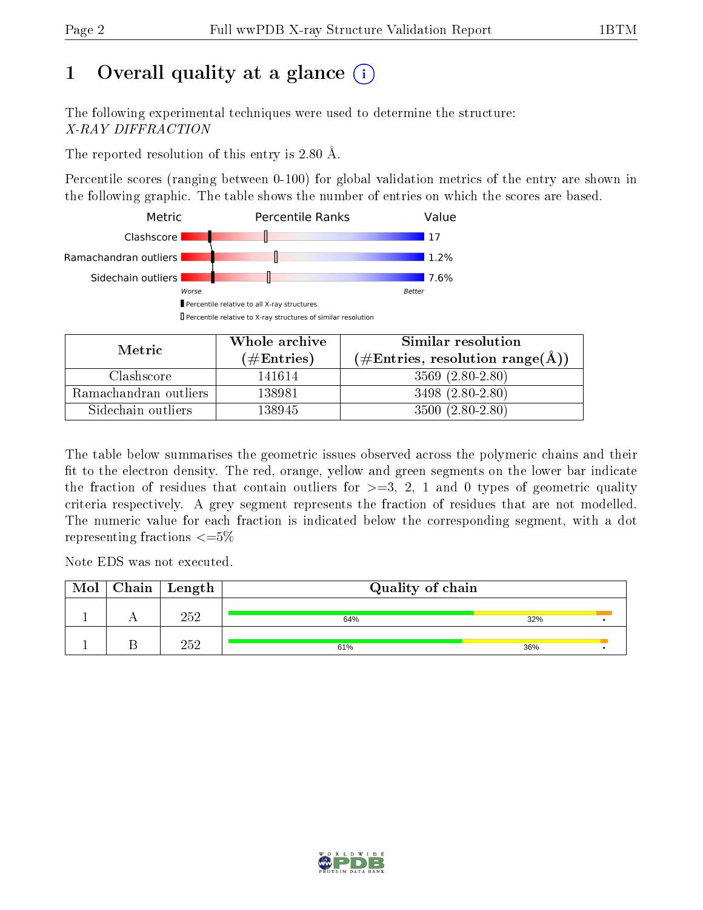# 1 Overall quality at a glance (i)

The following experimental techniques were used to determine the structure:
*X-RAY DIFFRACTION*

The reported resolution of this entry is 2.80 Å.

Percentile scores (ranging between 0-100) for global validation metrics of the entry are shown in the following graphic. The table shows the number of entries on which the scores are based.

| Metric | Percentile Ranks | Value |
|---|---|---|
| Clashscore | | 17 |
| Ramachandran outliers | | 1.2% |
| Sidechain outliers | | 7.6% |

Worse — Better

▮ Percentile relative to all X-ray structures
▯ Percentile relative to X-ray structures of similar resolution

| Metric | Whole archive (#Entries) | Similar resolution (#Entries, resolution range(Å)) |
|---|---|---|
| Clashscore | 141614 | 3569 (2.80-2.80) |
| Ramachandran outliers | 138981 | 3498 (2.80-2.80) |
| Sidechain outliers | 138945 | 3500 (2.80-2.80) |

The table below summarises the geometric issues observed across the polymeric chains and their fit to the electron density. The red, orange, yellow and green segments on the lower bar indicate the fraction of residues that contain outliers for >=3, 2, 1 and 0 types of geometric quality criteria respectively. A grey segment represents the fraction of residues that are not modelled. The numeric value for each fraction is indicated below the corresponding segment, with a dot representing fractions <=5%

Note EDS was not executed.

| Mol | Chain | Length | Quality of chain |
|---|---|---|---|
| 1 | A | 252 | 64% 32% • |
| 1 | B | 252 | 61% 36% • |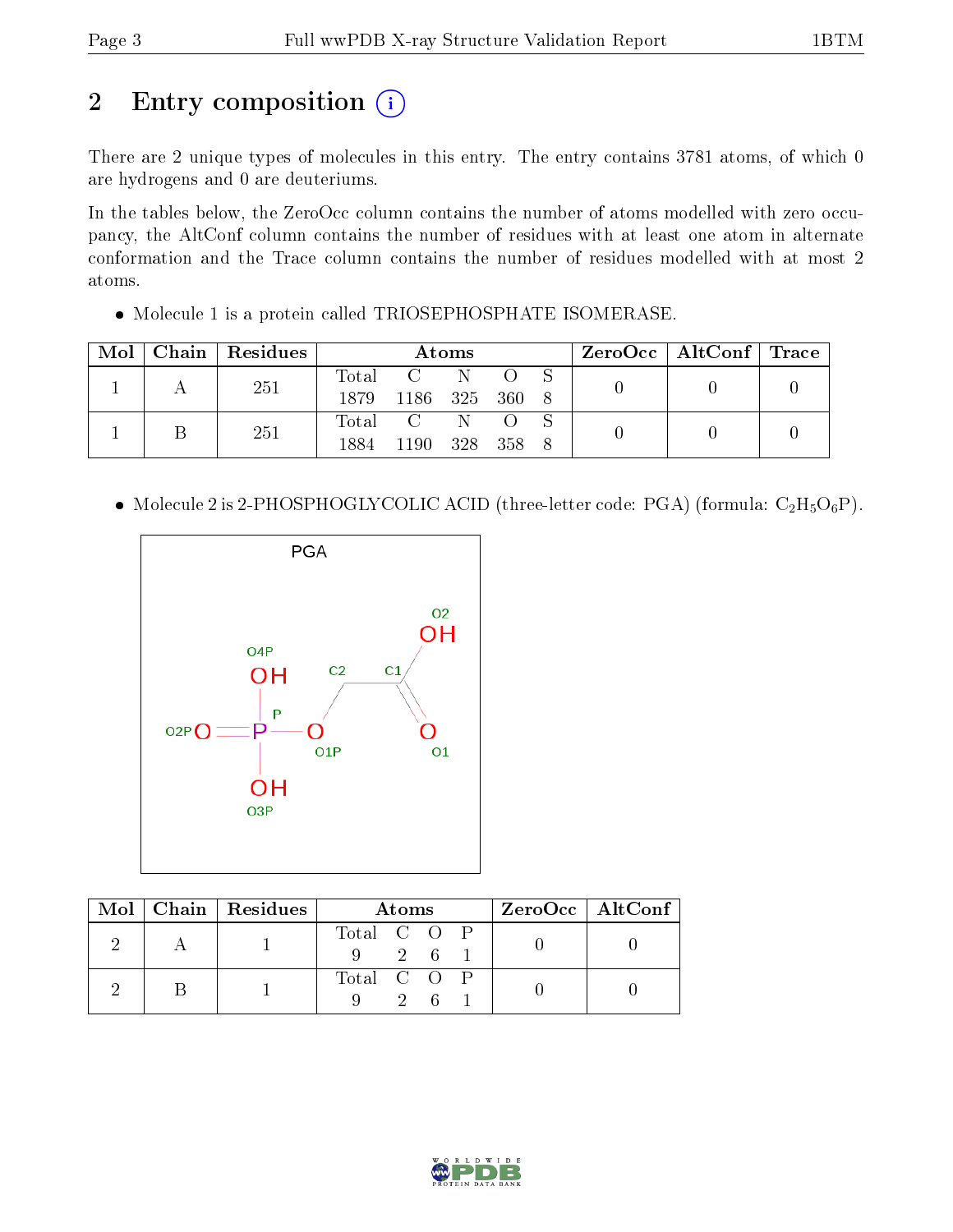## 2 Entry composition

There are 2 unique types of molecules in this entry. The entry contains 3781 atoms, of which 0 are hydrogens and 0 are deuteriums.

In the tables below, the ZeroOcc column contains the number of atoms modelled with zero occupancy, the AltConf column contains the number of residues with at least one atom in alternate conformation and the Trace column contains the number of residues modelled with at most 2 atoms.

- Molecule 1 is a protein called TRIOSEPHOSPHATE ISOMERASE.

| Mol | Chain | Residues | Atoms | | | | | ZeroOcc | AltConf | Trace |
|---|---|---|---|---|---|---|---|---|---|---|
| 1 | A | 251 | Total 1879 | C 1186 | N 325 | O 360 | S 8 | 0 | 0 | 0 |
| 1 | B | 251 | Total 1884 | C 1190 | N 328 | O 358 | S 8 | 0 | 0 | 0 |

- Molecule 2 is 2-PHOSPHOGLYCOLIC ACID (three-letter code: PGA) (formula: $C_2H_5O_6P$).

| Mol | Chain | Residues | Atoms | | | | ZeroOcc | AltConf |
|---|---|---|---|---|---|---|---|---|
| 2 | A | 1 | Total 9 | C 2 | O 6 | P 1 | 0 | 0 |
| 2 | B | 1 | Total 9 | C 2 | O 6 | P 1 | 0 | 0 |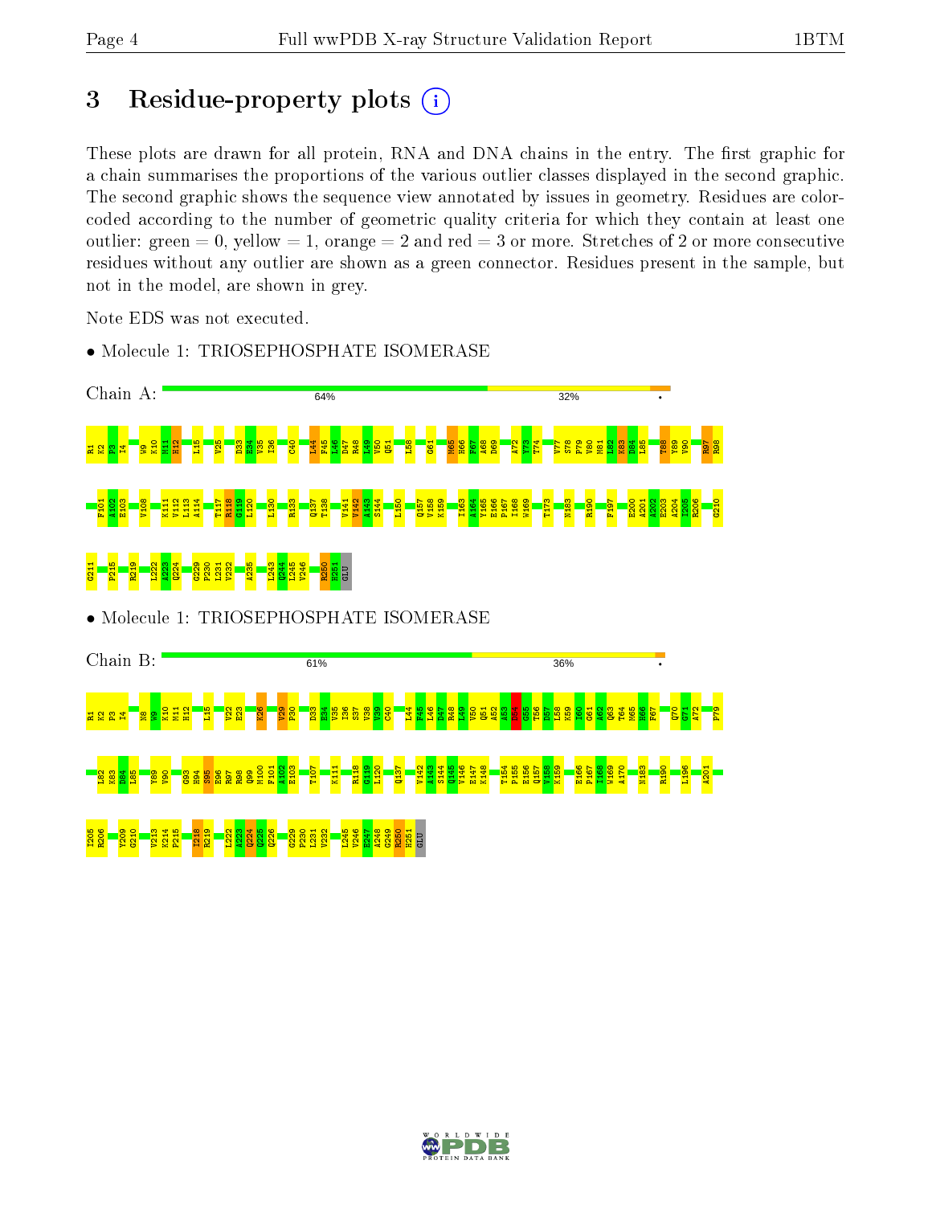# 3 Residue-property plots

These plots are drawn for all protein, RNA and DNA chains in the entry. The first graphic for a chain summarises the proportions of the various outlier classes displayed in the second graphic. The second graphic shows the sequence view annotated by issues in geometry. Residues are color-coded according to the number of geometric quality criteria for which they contain at least one outlier: green = 0, yellow = 1, orange = 2 and red = 3 or more. Stretches of 2 or more consecutive residues without any outlier are shown as a green connector. Residues present in the sample, but not in the model, are shown in grey.

Note EDS was not executed.

- Molecule 1: TRIOSEPHOSPHATE ISOMERASE

Chain A: 64% 32% •

R1 K2 P3 I4 W9 K10 M11 H12 L15 V25 D33 E34 V35 I36 C40 L44 F45 L46 D47 R48 L49 V50 Q51 L58 G61 M65 H66 F67 A68 D69 A72 Y73 T74 V77 S78 P79 V80 M81 L82 K83 D84 L85 T88 Y89 V90 R97 R98 F101 A102 E103 V108 K111 V112 L113 A114 T117 R118 G119 L120 L130 R133 Q137 T138 V141 V142 A143 S144 L150 Q157 V158 K159 I163 A164 Y165 E166 P167 I168 W169 T173 N183 R190 F197 E200 A201 A202 E203 A204 R205 R206 G210 G211 P215 R219 L222 A223 Q224 G229 P230 L231 V232 A235 L243 Q244 L245 V246 R250 H251 GLU

- Molecule 1: TRIOSEPHOSPHATE ISOMERASE

Chain B: 61% 36% •

R1 K2 P3 I4 N8 W9 K10 M11 H12 L15 V22 E23 K26 V29 P30 D33 E34 V35 I36 S37 V38 V39 C40 L44 F45 L46 D47 R48 L49 V50 Q51 A52 A53 G54 G55 T56 D57 L58 K59 I60 G61 A62 Q63 T64 M65 H66 F67 Q70 G71 A72 P79 L82 K83 D84 L85 Y89 V90 G93 H94 S95 E96 R97 R98 Q99 M100 F101 A102 E103 T107 K111 R118 G119 L120 Q137 V142 A143 S144 Q145 V146 E147 K148 T154 P155 E156 Q157 V158 K159 E166 P167 I168 W169 A170 N183 R190 L196 A201 I205 R206 Y209 G210 V213 K214 P215 I218 R219 L222 A223 Q224 Q225 Q226 G229 P230 L231 V232 L245 V246 E247 A248 G249 R250 H251 GLU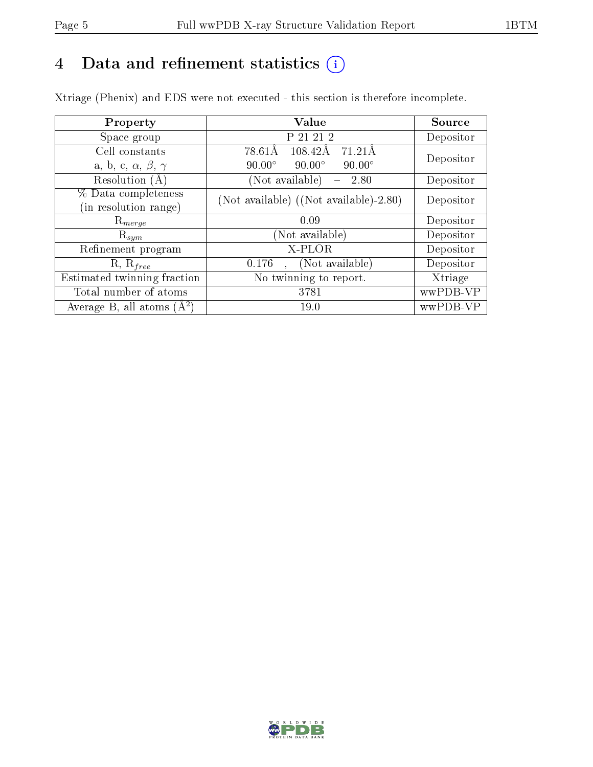# 4 Data and refinement statistics ⓘ

Xtriage (Phenix) and EDS were not executed - this section is therefore incomplete.

| Property | Value | Source |
|---|---|---|
| Space group | P 21 21 2 | Depositor |
| Cell constants<br>a, b, c, $\alpha$, $\beta$, $\gamma$ | 78.61Å 108.42Å 71.21Å<br>90.00° 90.00° 90.00° | Depositor |
| Resolution (Å) | (Not available) – 2.80 | Depositor |
| % Data completeness<br>(in resolution range) | (Not available) ((Not available)-2.80) | Depositor |
| $R_{merge}$ | 0.09 | Depositor |
| $R_{sym}$ | (Not available) | Depositor |
| Refinement program | X-PLOR | Depositor |
| R, $R_{free}$ | 0.176 , (Not available) | Depositor |
| Estimated twinning fraction | No twinning to report. | Xtriage |
| Total number of atoms | 3781 | wwPDB-VP |
| Average B, all atoms (Å$^2$) | 19.0 | wwPDB-VP |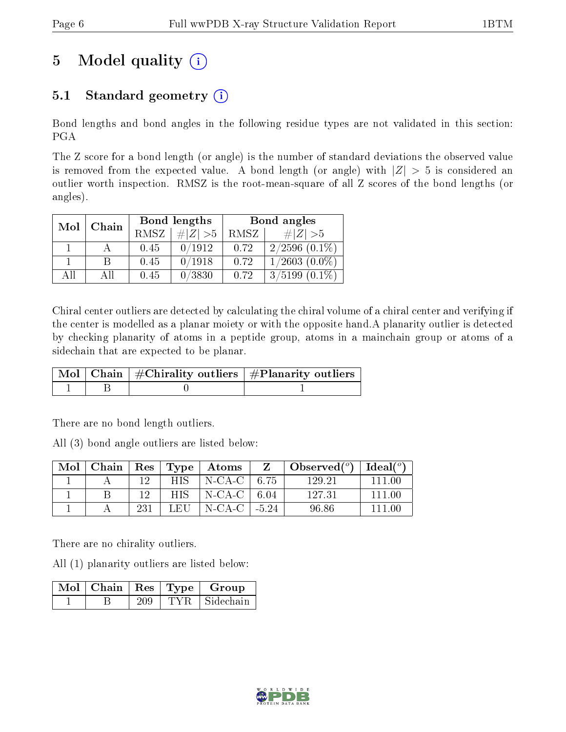# 5 Model quality (i)

## 5.1 Standard geometry (i)

Bond lengths and bond angles in the following residue types are not validated in this section: PGA

The Z score for a bond length (or angle) is the number of standard deviations the observed value is removed from the expected value. A bond length (or angle) with $|Z| > 5$ is considered an outlier worth inspection. RMSZ is the root-mean-square of all Z scores of the bond lengths (or angles).

| Mol | Chain | Bond lengths | | Bond angles | |
|---|---|---|---|---|---|
| | | RMSZ | $\#\|Z\| > 5$ | RMSZ | $\#\|Z\| > 5$ |
| 1 | A | 0.45 | 0/1912 | 0.72 | 2/2596 (0.1%) |
| 1 | B | 0.45 | 0/1918 | 0.72 | 1/2603 (0.0%) |
| All | All | 0.45 | 0/3830 | 0.72 | 3/5199 (0.1%) |

Chiral center outliers are detected by calculating the chiral volume of a chiral center and verifying if the center is modelled as a planar moiety or with the opposite hand.A planarity outlier is detected by checking planarity of atoms in a peptide group, atoms in a mainchain group or atoms of a sidechain that are expected to be planar.

| Mol | Chain | #Chirality outliers | #Planarity outliers |
|---|---|---|---|
| 1 | B | 0 | 1 |

There are no bond length outliers.

All (3) bond angle outliers are listed below:

| Mol | Chain | Res | Type | Atoms | Z | Observed(°) | Ideal(°) |
|---|---|---|---|---|---|---|---|
| 1 | A | 12 | HIS | N-CA-C | 6.75 | 129.21 | 111.00 |
| 1 | B | 12 | HIS | N-CA-C | 6.04 | 127.31 | 111.00 |
| 1 | A | 231 | LEU | N-CA-C | -5.24 | 96.86 | 111.00 |

There are no chirality outliers.

All (1) planarity outliers are listed below:

| Mol | Chain | Res | Type | Group |
|---|---|---|---|---|
| 1 | B | 209 | TYR | Sidechain |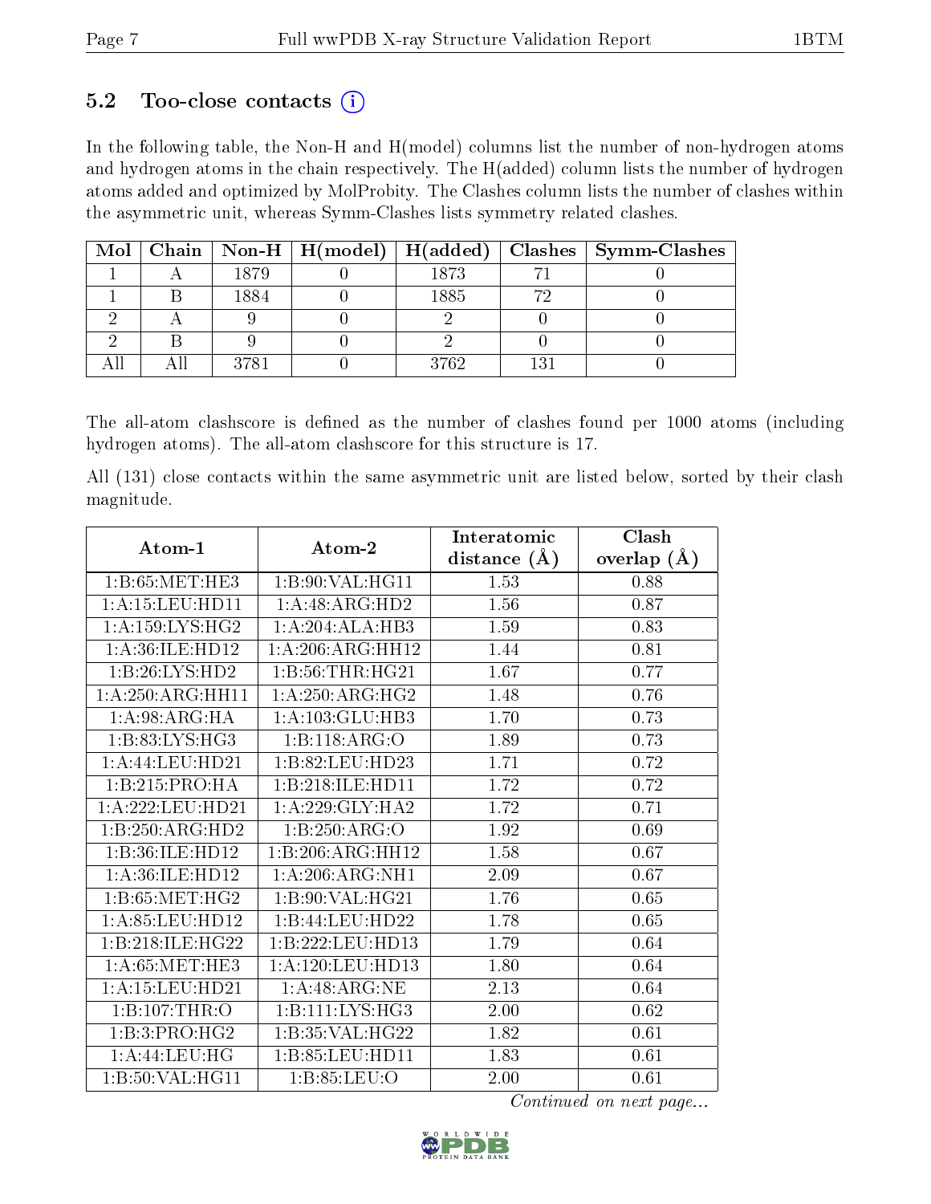### 5.2 Too-close contacts (i)

In the following table, the Non-H and H(model) columns list the number of non-hydrogen atoms and hydrogen atoms in the chain respectively. The H(added) column lists the number of hydrogen atoms added and optimized by MolProbity. The Clashes column lists the number of clashes within the asymmetric unit, whereas Symm-Clashes lists symmetry related clashes.

| Mol | Chain | Non-H | H(model) | H(added) | Clashes | Symm-Clashes |
|---|---|---|---|---|---|---|
| 1 | A | 1879 | 0 | 1873 | 71 | 0 |
| 1 | B | 1884 | 0 | 1885 | 72 | 0 |
| 2 | A | 9 | 0 | 2 | 0 | 0 |
| 2 | B | 9 | 0 | 2 | 0 | 0 |
| All | All | 3781 | 0 | 3762 | 131 | 0 |

The all-atom clashscore is defined as the number of clashes found per 1000 atoms (including hydrogen atoms). The all-atom clashscore for this structure is 17.

All (131) close contacts within the same asymmetric unit are listed below, sorted by their clash magnitude.

| Atom-1 | Atom-2 | Interatomic distance (Å) | Clash overlap (Å) |
|---|---|---|---|
| 1:B:65:MET:HE3 | 1:B:90:VAL:HG11 | 1.53 | 0.88 |
| 1:A:15:LEU:HD11 | 1:A:48:ARG:HD2 | 1.56 | 0.87 |
| 1:A:159:LYS:HG2 | 1:A:204:ALA:HB3 | 1.59 | 0.83 |
| 1:A:36:ILE:HD12 | 1:A:206:ARG:HH12 | 1.44 | 0.81 |
| 1:B:26:LYS:HD2 | 1:B:56:THR:HG21 | 1.67 | 0.77 |
| 1:A:250:ARG:HH11 | 1:A:250:ARG:HG2 | 1.48 | 0.76 |
| 1:A:98:ARG:HA | 1:A:103:GLU:HB3 | 1.70 | 0.73 |
| 1:B:83:LYS:HG3 | 1:B:118:ARG:O | 1.89 | 0.73 |
| 1:A:44:LEU:HD21 | 1:B:82:LEU:HD23 | 1.71 | 0.72 |
| 1:B:215:PRO:HA | 1:B:218:ILE:HD11 | 1.72 | 0.72 |
| 1:A:222:LEU:HD21 | 1:A:229:GLY:HA2 | 1.72 | 0.71 |
| 1:B:250:ARG:HD2 | 1:B:250:ARG:O | 1.92 | 0.69 |
| 1:B:36:ILE:HD12 | 1:B:206:ARG:HH12 | 1.58 | 0.67 |
| 1:A:36:ILE:HD12 | 1:A:206:ARG:NH1 | 2.09 | 0.67 |
| 1:B:65:MET:HG2 | 1:B:90:VAL:HG21 | 1.76 | 0.65 |
| 1:A:85:LEU:HD12 | 1:B:44:LEU:HD22 | 1.78 | 0.65 |
| 1:B:218:ILE:HG22 | 1:B:222:LEU:HD13 | 1.79 | 0.64 |
| 1:A:65:MET:HE3 | 1:A:120:LEU:HD13 | 1.80 | 0.64 |
| 1:A:15:LEU:HD21 | 1:A:48:ARG:NE | 2.13 | 0.64 |
| 1:B:107:THR:O | 1:B:111:LYS:HG3 | 2.00 | 0.62 |
| 1:B:3:PRO:HG2 | 1:B:35:VAL:HG22 | 1.82 | 0.61 |
| 1:A:44:LEU:HG | 1:B:85:LEU:HD11 | 1.83 | 0.61 |
| 1:B:50:VAL:HG11 | 1:B:85:LEU:O | 2.00 | 0.61 |

*Continued on next page...*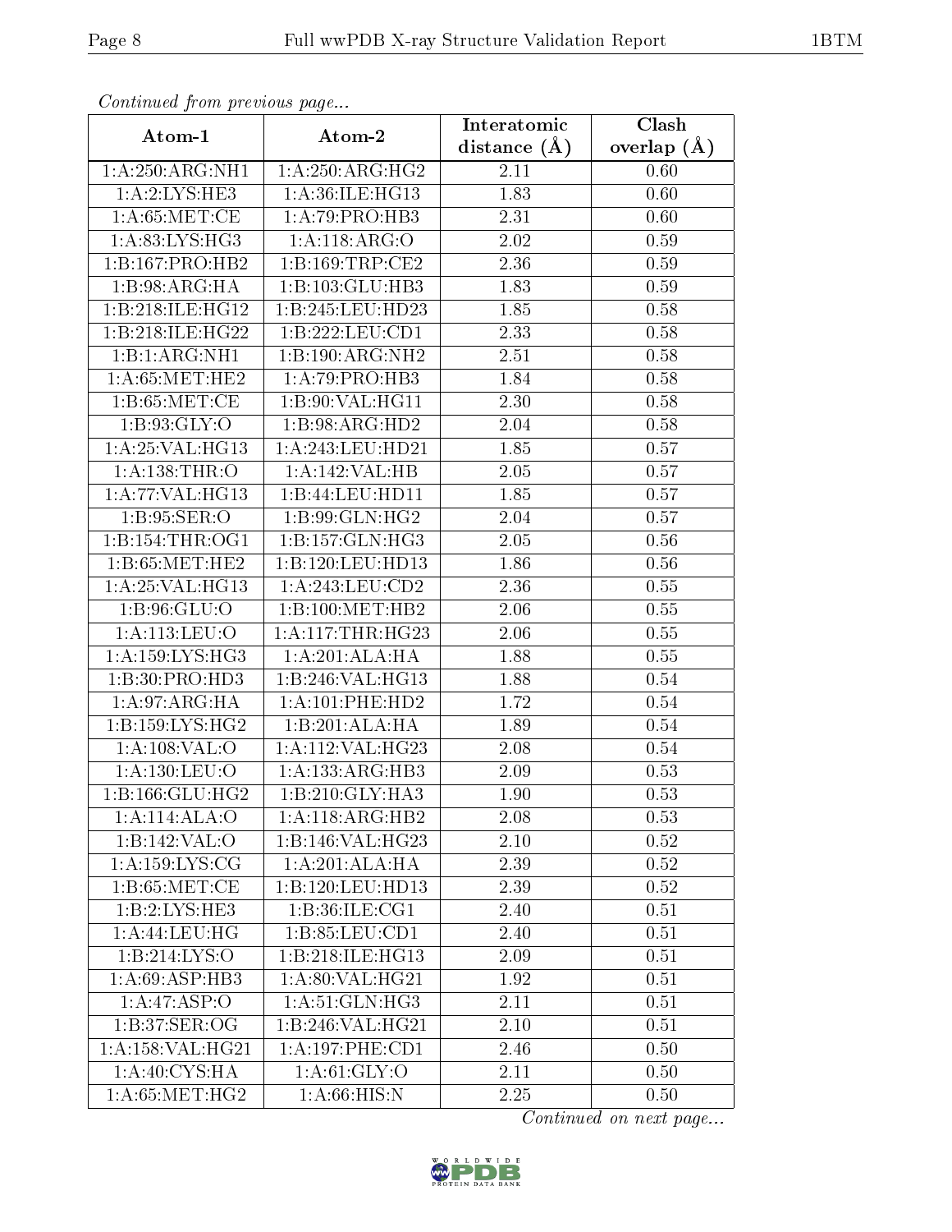*Continued from previous page...*

| Atom-1 | Atom-2 | Interatomic distance (Å) | Clash overlap (Å) |
|---|---|---|---|
| 1:A:250:ARG:NH1 | 1:A:250:ARG:HG2 | 2.11 | 0.60 |
| 1:A:2:LYS:HE3 | 1:A:36:ILE:HG13 | 1.83 | 0.60 |
| 1:A:65:MET:CE | 1:A:79:PRO:HB3 | 2.31 | 0.60 |
| 1:A:83:LYS:HG3 | 1:A:118:ARG:O | 2.02 | 0.59 |
| 1:B:167:PRO:HB2 | 1:B:169:TRP:CE2 | 2.36 | 0.59 |
| 1:B:98:ARG:HA | 1:B:103:GLU:HB3 | 1.83 | 0.59 |
| 1:B:218:ILE:HG12 | 1:B:245:LEU:HD23 | 1.85 | 0.58 |
| 1:B:218:ILE:HG22 | 1:B:222:LEU:CD1 | 2.33 | 0.58 |
| 1:B:1:ARG:NH1 | 1:B:190:ARG:NH2 | 2.51 | 0.58 |
| 1:A:65:MET:HE2 | 1:A:79:PRO:HB3 | 1.84 | 0.58 |
| 1:B:65:MET:CE | 1:B:90:VAL:HG11 | 2.30 | 0.58 |
| 1:B:93:GLY:O | 1:B:98:ARG:HD2 | 2.04 | 0.58 |
| 1:A:25:VAL:HG13 | 1:A:243:LEU:HD21 | 1.85 | 0.57 |
| 1:A:138:THR:O | 1:A:142:VAL:HB | 2.05 | 0.57 |
| 1:A:77:VAL:HG13 | 1:B:44:LEU:HD11 | 1.85 | 0.57 |
| 1:B:95:SER:O | 1:B:99:GLN:HG2 | 2.04 | 0.57 |
| 1:B:154:THR:OG1 | 1:B:157:GLN:HG3 | 2.05 | 0.56 |
| 1:B:65:MET:HE2 | 1:B:120:LEU:HD13 | 1.86 | 0.56 |
| 1:A:25:VAL:HG13 | 1:A:243:LEU:CD2 | 2.36 | 0.55 |
| 1:B:96:GLU:O | 1:B:100:MET:HB2 | 2.06 | 0.55 |
| 1:A:113:LEU:O | 1:A:117:THR:HG23 | 2.06 | 0.55 |
| 1:A:159:LYS:HG3 | 1:A:201:ALA:HA | 1.88 | 0.55 |
| 1:B:30:PRO:HD3 | 1:B:246:VAL:HG13 | 1.88 | 0.54 |
| 1:A:97:ARG:HA | 1:A:101:PHE:HD2 | 1.72 | 0.54 |
| 1:B:159:LYS:HG2 | 1:B:201:ALA:HA | 1.89 | 0.54 |
| 1:A:108:VAL:O | 1:A:112:VAL:HG23 | 2.08 | 0.54 |
| 1:A:130:LEU:O | 1:A:133:ARG:HB3 | 2.09 | 0.53 |
| 1:B:166:GLU:HG2 | 1:B:210:GLY:HA3 | 1.90 | 0.53 |
| 1:A:114:ALA:O | 1:A:118:ARG:HB2 | 2.08 | 0.53 |
| 1:B:142:VAL:O | 1:B:146:VAL:HG23 | 2.10 | 0.52 |
| 1:A:159:LYS:CG | 1:A:201:ALA:HA | 2.39 | 0.52 |
| 1:B:65:MET:CE | 1:B:120:LEU:HD13 | 2.39 | 0.52 |
| 1:B:2:LYS:HE3 | 1:B:36:ILE:CG1 | 2.40 | 0.51 |
| 1:A:44:LEU:HG | 1:B:85:LEU:CD1 | 2.40 | 0.51 |
| 1:B:214:LYS:O | 1:B:218:ILE:HG13 | 2.09 | 0.51 |
| 1:A:69:ASP:HB3 | 1:A:80:VAL:HG21 | 1.92 | 0.51 |
| 1:A:47:ASP:O | 1:A:51:GLN:HG3 | 2.11 | 0.51 |
| 1:B:37:SER:OG | 1:B:246:VAL:HG21 | 2.10 | 0.51 |
| 1:A:158:VAL:HG21 | 1:A:197:PHE:CD1 | 2.46 | 0.50 |
| 1:A:40:CYS:HA | 1:A:61:GLY:O | 2.11 | 0.50 |
| 1:A:65:MET:HG2 | 1:A:66:HIS:N | 2.25 | 0.50 |

*Continued on next page...*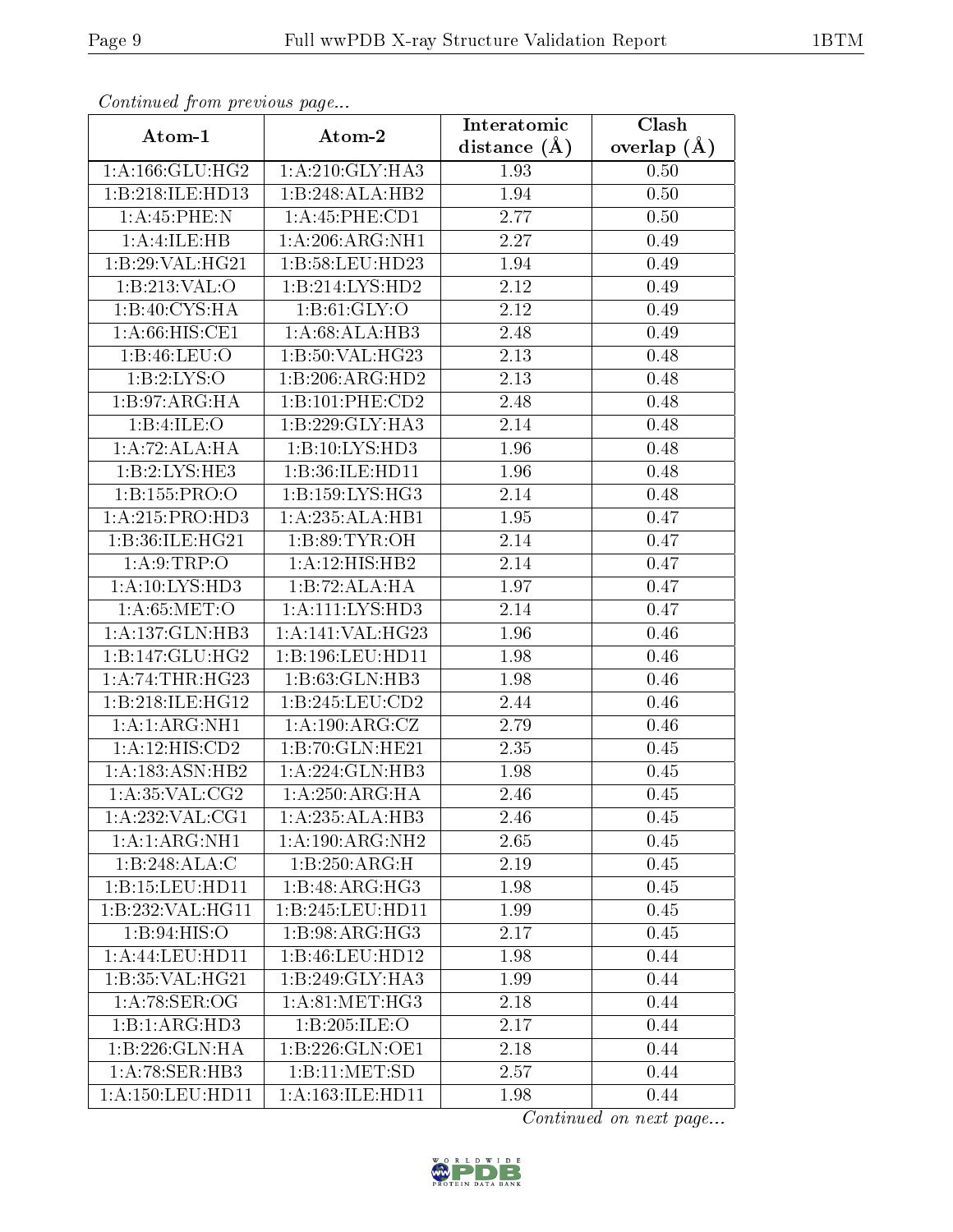*Continued from previous page...*

| Atom-1 | Atom-2 | Interatomic distance (Å) | Clash overlap (Å) |
|---|---|---|---|
| 1:A:166:GLU:HG2 | 1:A:210:GLY:HA3 | 1.93 | 0.50 |
| 1:B:218:ILE:HD13 | 1:B:248:ALA:HB2 | 1.94 | 0.50 |
| 1:A:45:PHE:N | 1:A:45:PHE:CD1 | 2.77 | 0.50 |
| 1:A:4:ILE:HB | 1:A:206:ARG:NH1 | 2.27 | 0.49 |
| 1:B:29:VAL:HG21 | 1:B:58:LEU:HD23 | 1.94 | 0.49 |
| 1:B:213:VAL:O | 1:B:214:LYS:HD2 | 2.12 | 0.49 |
| 1:B:40:CYS:HA | 1:B:61:GLY:O | 2.12 | 0.49 |
| 1:A:66:HIS:CE1 | 1:A:68:ALA:HB3 | 2.48 | 0.49 |
| 1:B:46:LEU:O | 1:B:50:VAL:HG23 | 2.13 | 0.48 |
| 1:B:2:LYS:O | 1:B:206:ARG:HD2 | 2.13 | 0.48 |
| 1:B:97:ARG:HA | 1:B:101:PHE:CD2 | 2.48 | 0.48 |
| 1:B:4:ILE:O | 1:B:229:GLY:HA3 | 2.14 | 0.48 |
| 1:A:72:ALA:HA | 1:B:10:LYS:HD3 | 1.96 | 0.48 |
| 1:B:2:LYS:HE3 | 1:B:36:ILE:HD11 | 1.96 | 0.48 |
| 1:B:155:PRO:O | 1:B:159:LYS:HG3 | 2.14 | 0.48 |
| 1:A:215:PRO:HD3 | 1:A:235:ALA:HB1 | 1.95 | 0.47 |
| 1:B:36:ILE:HG21 | 1:B:89:TYR:OH | 2.14 | 0.47 |
| 1:A:9:TRP:O | 1:A:12:HIS:HB2 | 2.14 | 0.47 |
| 1:A:10:LYS:HD3 | 1:B:72:ALA:HA | 1.97 | 0.47 |
| 1:A:65:MET:O | 1:A:111:LYS:HD3 | 2.14 | 0.47 |
| 1:A:137:GLN:HB3 | 1:A:141:VAL:HG23 | 1.96 | 0.46 |
| 1:B:147:GLU:HG2 | 1:B:196:LEU:HD11 | 1.98 | 0.46 |
| 1:A:74:THR:HG23 | 1:B:63:GLN:HB3 | 1.98 | 0.46 |
| 1:B:218:ILE:HG12 | 1:B:245:LEU:CD2 | 2.44 | 0.46 |
| 1:A:1:ARG:NH1 | 1:A:190:ARG:CZ | 2.79 | 0.46 |
| 1:A:12:HIS:CD2 | 1:B:70:GLN:HE21 | 2.35 | 0.45 |
| 1:A:183:ASN:HB2 | 1:A:224:GLN:HB3 | 1.98 | 0.45 |
| 1:A:35:VAL:CG2 | 1:A:250:ARG:HA | 2.46 | 0.45 |
| 1:A:232:VAL:CG1 | 1:A:235:ALA:HB3 | 2.46 | 0.45 |
| 1:A:1:ARG:NH1 | 1:A:190:ARG:NH2 | 2.65 | 0.45 |
| 1:B:248:ALA:C | 1:B:250:ARG:H | 2.19 | 0.45 |
| 1:B:15:LEU:HD11 | 1:B:48:ARG:HG3 | 1.98 | 0.45 |
| 1:B:232:VAL:HG11 | 1:B:245:LEU:HD11 | 1.99 | 0.45 |
| 1:B:94:HIS:O | 1:B:98:ARG:HG3 | 2.17 | 0.45 |
| 1:A:44:LEU:HD11 | 1:B:46:LEU:HD12 | 1.98 | 0.44 |
| 1:B:35:VAL:HG21 | 1:B:249:GLY:HA3 | 1.99 | 0.44 |
| 1:A:78:SER:OG | 1:A:81:MET:HG3 | 2.18 | 0.44 |
| 1:B:1:ARG:HD3 | 1:B:205:ILE:O | 2.17 | 0.44 |
| 1:B:226:GLN:HA | 1:B:226:GLN:OE1 | 2.18 | 0.44 |
| 1:A:78:SER:HB3 | 1:B:11:MET:SD | 2.57 | 0.44 |
| 1:A:150:LEU:HD11 | 1:A:163:ILE:HD11 | 1.98 | 0.44 |

*Continued on next page...*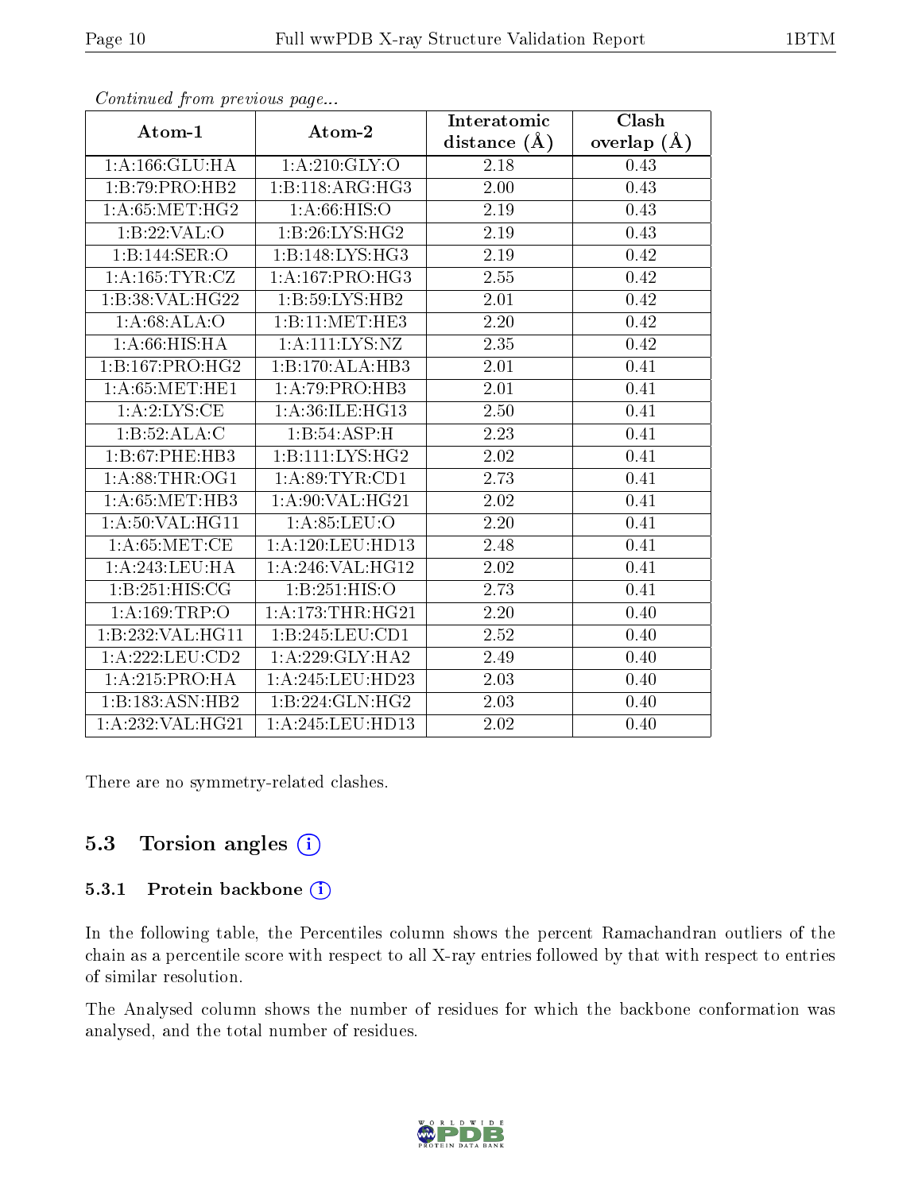*Continued from previous page...*

| Atom-1 | Atom-2 | Interatomic distance (Å) | Clash overlap (Å) |
|---|---|---|---|
| 1:A:166:GLU:HA | 1:A:210:GLY:O | 2.18 | 0.43 |
| 1:B:79:PRO:HB2 | 1:B:118:ARG:HG3 | 2.00 | 0.43 |
| 1:A:65:MET:HG2 | 1:A:66:HIS:O | 2.19 | 0.43 |
| 1:B:22:VAL:O | 1:B:26:LYS:HG2 | 2.19 | 0.43 |
| 1:B:144:SER:O | 1:B:148:LYS:HG3 | 2.19 | 0.42 |
| 1:A:165:TYR:CZ | 1:A:167:PRO:HG3 | 2.55 | 0.42 |
| 1:B:38:VAL:HG22 | 1:B:59:LYS:HB2 | 2.01 | 0.42 |
| 1:A:68:ALA:O | 1:B:11:MET:HE3 | 2.20 | 0.42 |
| 1:A:66:HIS:HA | 1:A:111:LYS:NZ | 2.35 | 0.42 |
| 1:B:167:PRO:HG2 | 1:B:170:ALA:HB3 | 2.01 | 0.41 |
| 1:A:65:MET:HE1 | 1:A:79:PRO:HB3 | 2.01 | 0.41 |
| 1:A:2:LYS:CE | 1:A:36:ILE:HG13 | 2.50 | 0.41 |
| 1:B:52:ALA:C | 1:B:54:ASP:H | 2.23 | 0.41 |
| 1:B:67:PHE:HB3 | 1:B:111:LYS:HG2 | 2.02 | 0.41 |
| 1:A:88:THR:OG1 | 1:A:89:TYR:CD1 | 2.73 | 0.41 |
| 1:A:65:MET:HB3 | 1:A:90:VAL:HG21 | 2.02 | 0.41 |
| 1:A:50:VAL:HG11 | 1:A:85:LEU:O | 2.20 | 0.41 |
| 1:A:65:MET:CE | 1:A:120:LEU:HD13 | 2.48 | 0.41 |
| 1:A:243:LEU:HA | 1:A:246:VAL:HG12 | 2.02 | 0.41 |
| 1:B:251:HIS:CG | 1:B:251:HIS:O | 2.73 | 0.41 |
| 1:A:169:TRP:O | 1:A:173:THR:HG21 | 2.20 | 0.40 |
| 1:B:232:VAL:HG11 | 1:B:245:LEU:CD1 | 2.52 | 0.40 |
| 1:A:222:LEU:CD2 | 1:A:229:GLY:HA2 | 2.49 | 0.40 |
| 1:A:215:PRO:HA | 1:A:245:LEU:HD23 | 2.03 | 0.40 |
| 1:B:183:ASN:HB2 | 1:B:224:GLN:HG2 | 2.03 | 0.40 |
| 1:A:232:VAL:HG21 | 1:A:245:LEU:HD13 | 2.02 | 0.40 |

There are no symmetry-related clashes.

## 5.3 Torsion angles

### 5.3.1 Protein backbone

In the following table, the Percentiles column shows the percent Ramachandran outliers of the chain as a percentile score with respect to all X-ray entries followed by that with respect to entries of similar resolution.

The Analysed column shows the number of residues for which the backbone conformation was analysed, and the total number of residues.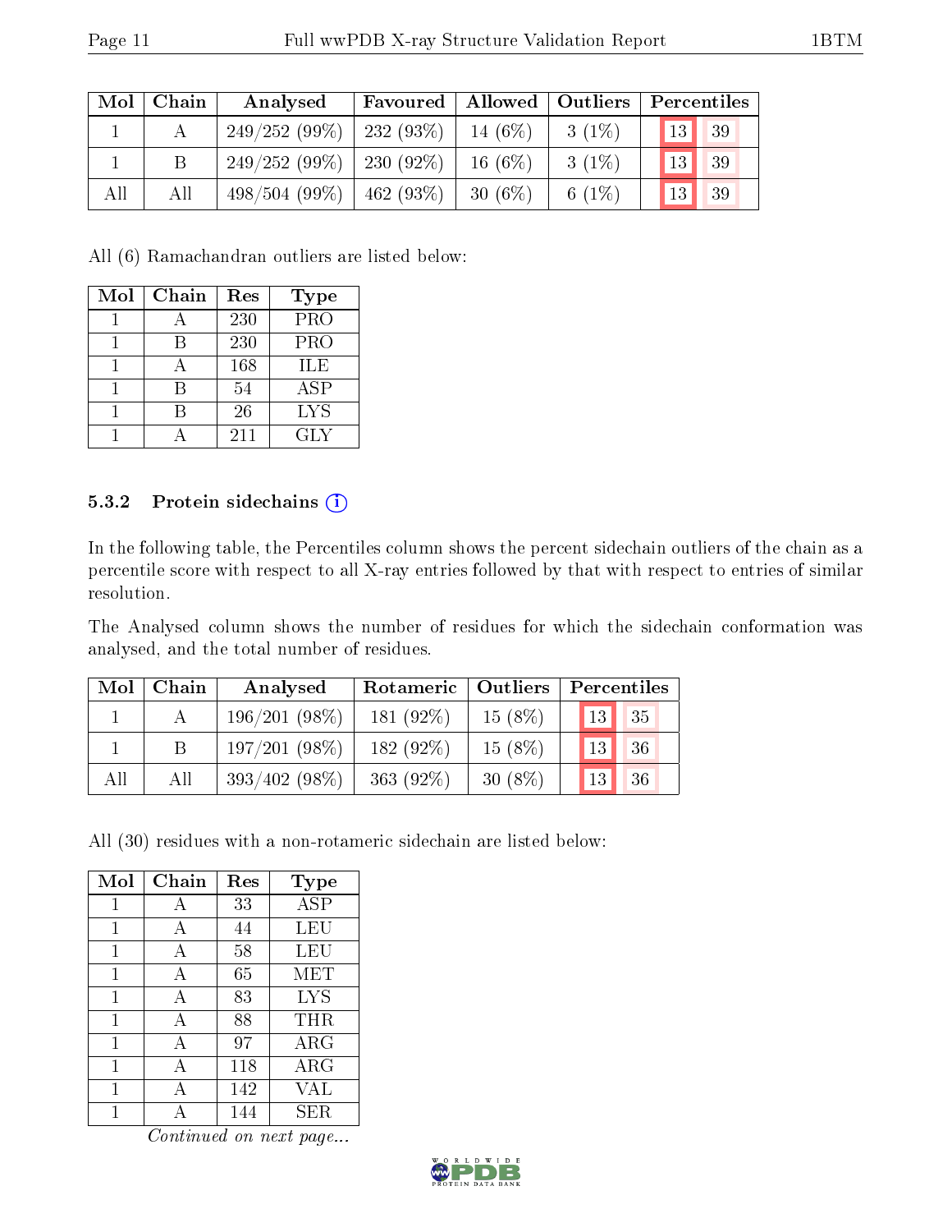| Mol | Chain | Analysed | Favoured | Allowed | Outliers | Percentiles | |
|---|---|---|---|---|---|---|---|
| 1 | A | 249/252 (99%) | 232 (93%) | 14 (6%) | 3 (1%) | 13 | 39 |
| 1 | B | 249/252 (99%) | 230 (92%) | 16 (6%) | 3 (1%) | 13 | 39 |
| All | All | 498/504 (99%) | 462 (93%) | 30 (6%) | 6 (1%) | 13 | 39 |

All (6) Ramachandran outliers are listed below:

| Mol | Chain | Res | Type |
|---|---|---|---|
| 1 | A | 230 | PRO |
| 1 | B | 230 | PRO |
| 1 | A | 168 | ILE |
| 1 | B | 54 | ASP |
| 1 | B | 26 | LYS |
| 1 | A | 211 | GLY |

### 5.3.2 Protein sidechains

In the following table, the Percentiles column shows the percent sidechain outliers of the chain as a percentile score with respect to all X-ray entries followed by that with respect to entries of similar resolution.

The Analysed column shows the number of residues for which the sidechain conformation was analysed, and the total number of residues.

| Mol | Chain | Analysed | Rotameric | Outliers | Percentiles | |
|---|---|---|---|---|---|---|
| 1 | A | 196/201 (98%) | 181 (92%) | 15 (8%) | 13 | 35 |
| 1 | B | 197/201 (98%) | 182 (92%) | 15 (8%) | 13 | 36 |
| All | All | 393/402 (98%) | 363 (92%) | 30 (8%) | 13 | 36 |

All (30) residues with a non-rotameric sidechain are listed below:

| Mol | Chain | Res | Type |
|---|---|---|---|
| 1 | A | 33 | ASP |
| 1 | A | 44 | LEU |
| 1 | A | 58 | LEU |
| 1 | A | 65 | MET |
| 1 | A | 83 | LYS |
| 1 | A | 88 | THR |
| 1 | A | 97 | ARG |
| 1 | A | 118 | ARG |
| 1 | A | 142 | VAL |
| 1 | A | 144 | SER |

*Continued on next page...*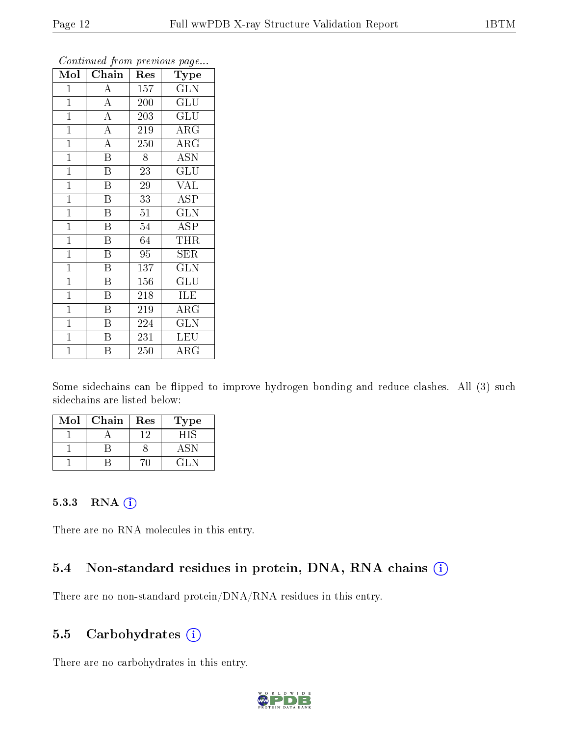*Continued from previous page...*

| Mol | Chain | Res | Type |
|---|---|---|---|
| 1 | A | 157 | GLN |
| 1 | A | 200 | GLU |
| 1 | A | 203 | GLU |
| 1 | A | 219 | ARG |
| 1 | A | 250 | ARG |
| 1 | B | 8 | ASN |
| 1 | B | 23 | GLU |
| 1 | B | 29 | VAL |
| 1 | B | 33 | ASP |
| 1 | B | 51 | GLN |
| 1 | B | 54 | ASP |
| 1 | B | 64 | THR |
| 1 | B | 95 | SER |
| 1 | B | 137 | GLN |
| 1 | B | 156 | GLU |
| 1 | B | 218 | ILE |
| 1 | B | 219 | ARG |
| 1 | B | 224 | GLN |
| 1 | B | 231 | LEU |
| 1 | B | 250 | ARG |

Some sidechains can be flipped to improve hydrogen bonding and reduce clashes. All (3) such sidechains are listed below:

| Mol | Chain | Res | Type |
|---|---|---|---|
| 1 | A | 12 | HIS |
| 1 | B | 8 | ASN |
| 1 | B | 70 | GLN |

### 5.3.3 RNA

There are no RNA molecules in this entry.

## 5.4 Non-standard residues in protein, DNA, RNA chains

There are no non-standard protein/DNA/RNA residues in this entry.

## 5.5 Carbohydrates

There are no carbohydrates in this entry.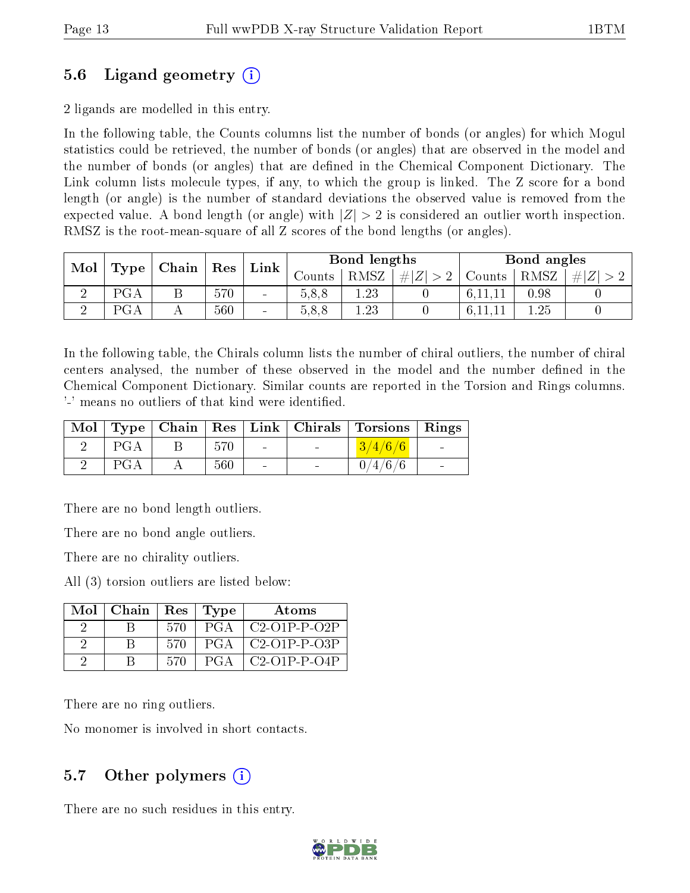## 5.6 Ligand geometry (i)

2 ligands are modelled in this entry.

In the following table, the Counts columns list the number of bonds (or angles) for which Mogul statistics could be retrieved, the number of bonds (or angles) that are observed in the model and the number of bonds (or angles) that are defined in the Chemical Component Dictionary. The Link column lists molecule types, if any, to which the group is linked. The Z score for a bond length (or angle) is the number of standard deviations the observed value is removed from the expected value. A bond length (or angle) with $|Z| > 2$ is considered an outlier worth inspection. RMSZ is the root-mean-square of all Z scores of the bond lengths (or angles).

| Mol | Type | Chain | Res | Link | Bond lengths | | | Bond angles | | |
|---|---|---|---|---|---|---|---|---|---|---|
| | | | | | Counts | RMSZ | $\#\|Z\| > 2$ | Counts | RMSZ | $\#\|Z\| > 2$ |
| 2 | PGA | B | 570 | - | 5,8,8 | 1.23 | 0 | 6,11,11 | 0.98 | 0 |
| 2 | PGA | A | 560 | - | 5,8,8 | 1.23 | 0 | 6,11,11 | 1.25 | 0 |

In the following table, the Chirals column lists the number of chiral outliers, the number of chiral centers analysed, the number of these observed in the model and the number defined in the Chemical Component Dictionary. Similar counts are reported in the Torsion and Rings columns. '-' means no outliers of that kind were identified.

| Mol | Type | Chain | Res | Link | Chirals | Torsions | Rings |
|---|---|---|---|---|---|---|---|
| 2 | PGA | B | 570 | - | - | 3/4/6/6 | - |
| 2 | PGA | A | 560 | - | - | 0/4/6/6 | - |

There are no bond length outliers.

There are no bond angle outliers.

There are no chirality outliers.

All (3) torsion outliers are listed below:

| Mol | Chain | Res | Type | Atoms |
|---|---|---|---|---|
| 2 | B | 570 | PGA | C2-O1P-P-O2P |
| 2 | B | 570 | PGA | C2-O1P-P-O3P |
| 2 | B | 570 | PGA | C2-O1P-P-O4P |

There are no ring outliers.

No monomer is involved in short contacts.

## 5.7 Other polymers (i)

There are no such residues in this entry.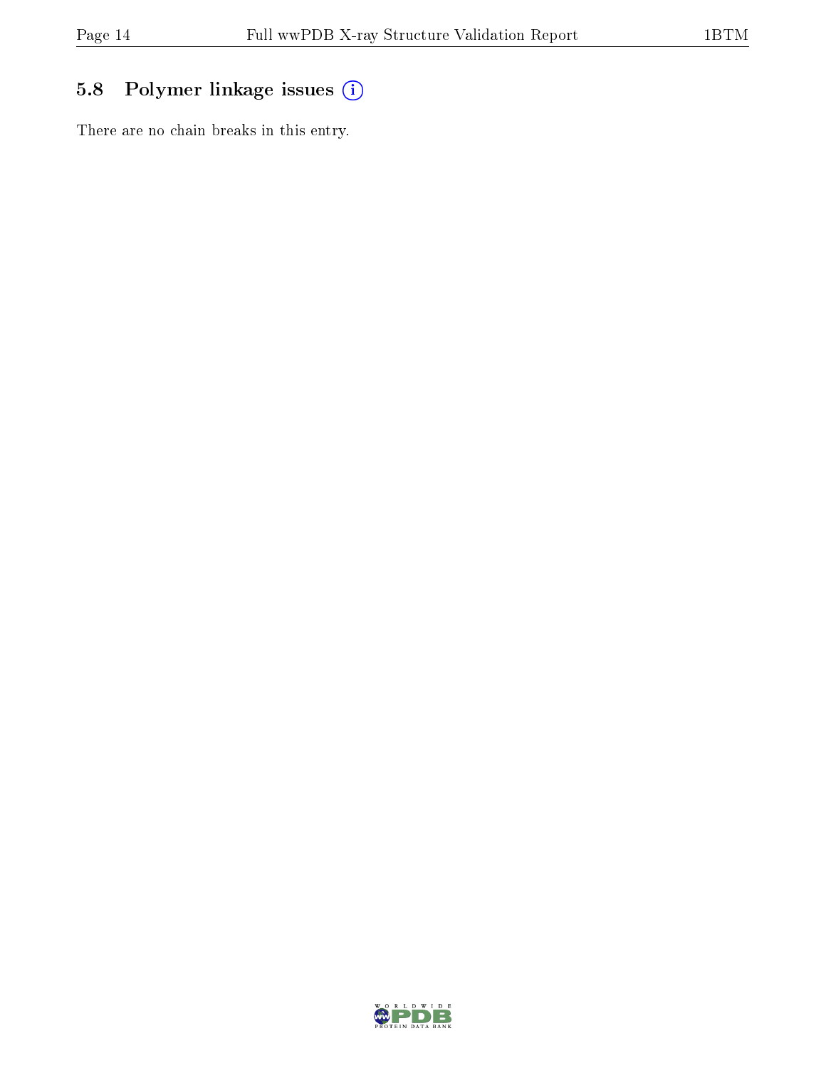### 5.8 Polymer linkage issues

There are no chain breaks in this entry.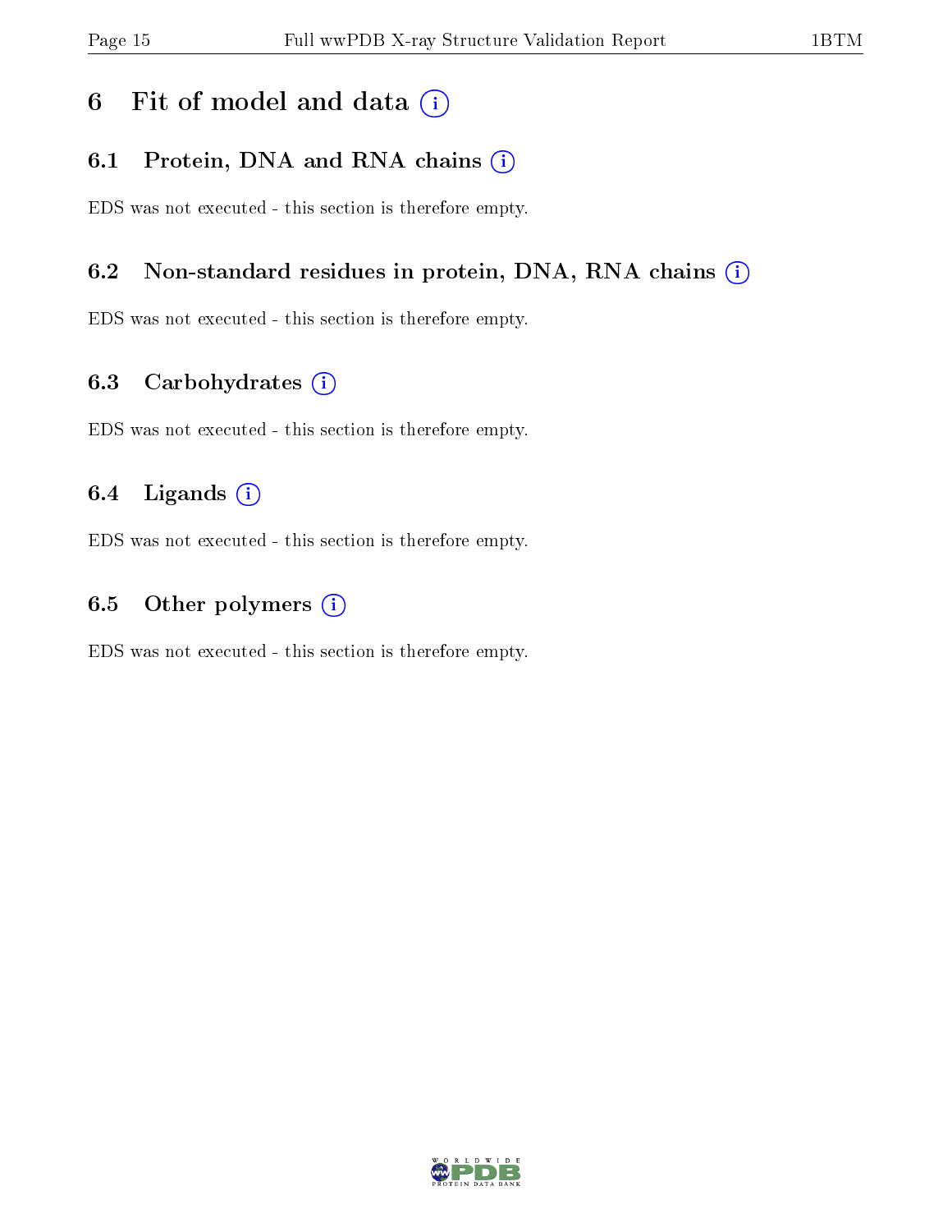# 6 Fit of model and data

## 6.1 Protein, DNA and RNA chains

EDS was not executed - this section is therefore empty.

## 6.2 Non-standard residues in protein, DNA, RNA chains

EDS was not executed - this section is therefore empty.

## 6.3 Carbohydrates

EDS was not executed - this section is therefore empty.

## 6.4 Ligands

EDS was not executed - this section is therefore empty.

## 6.5 Other polymers

EDS was not executed - this section is therefore empty.